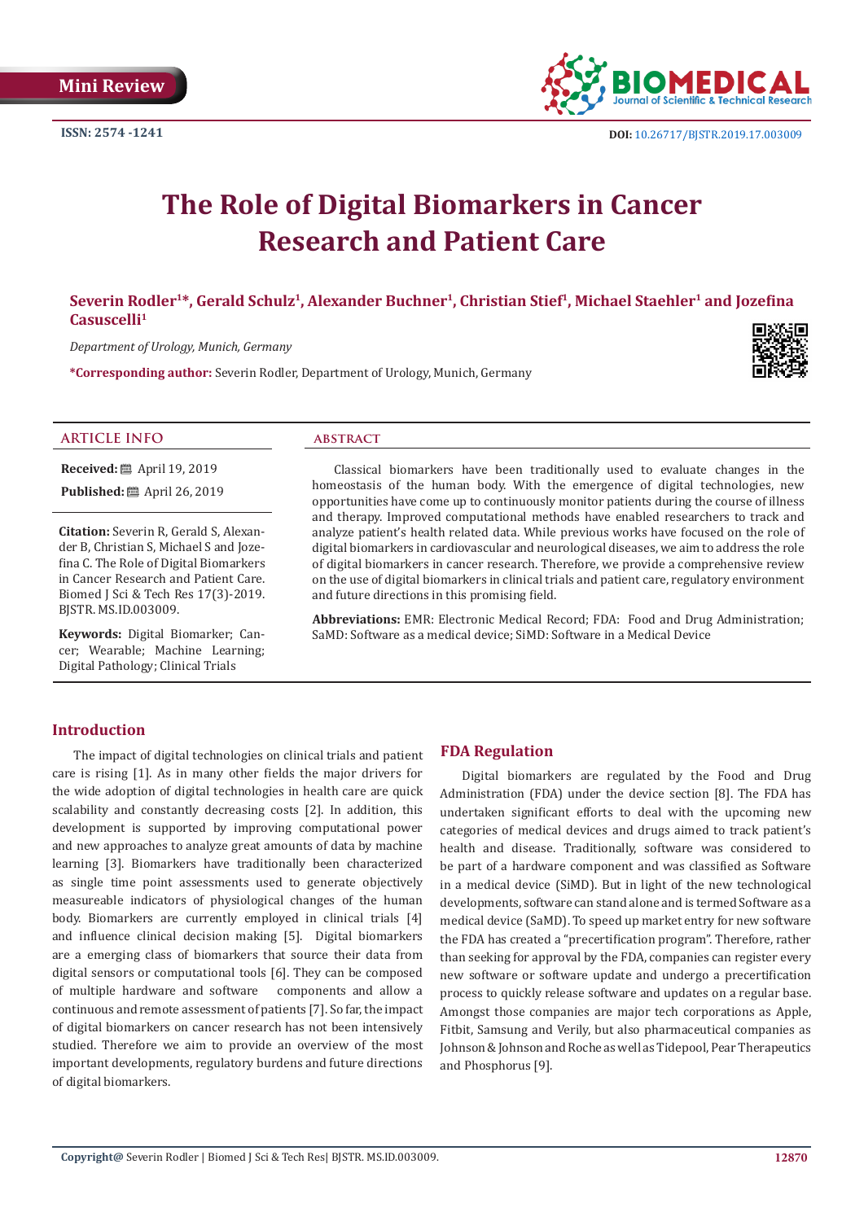Mini Review

ISSN: 2574 -1241

DOI: 10.26717/BJSTR.2019.17.003009

# The Role of Digital Biomarkers in Cancer Research and Patient Care

**Severin Rodler[1]*, Gerald Schulz[1], Alexander Buchner[1], Christian Stief[1], Michael Staehler[1] and Jozefina Casuscelli[1]**

*Department of Urology, Munich, Germany*

***Corresponding author:** Severin Rodler, Department of Urology, Munich, Germany

## ARTICLE INFO

**Received:** April 19, 2019

**Published:** April 26, 2019

**Citation:** Severin R, Gerald S, Alexander B, Christian S, Michael S and Jozefina C. The Role of Digital Biomarkers in Cancer Research and Patient Care. Biomed J Sci & Tech Res 17(3)-2019. BJSTR. MS.ID.003009.

**Keywords:** Digital Biomarker; Cancer; Wearable; Machine Learning; Digital Pathology; Clinical Trials

## ABSTRACT

Classical biomarkers have been traditionally used to evaluate changes in the homeostasis of the human body. With the emergence of digital technologies, new opportunities have come up to continuously monitor patients during the course of illness and therapy. Improved computational methods have enabled researchers to track and analyze patient's health related data. While previous works have focused on the role of digital biomarkers in cardiovascular and neurological diseases, we aim to address the role of digital biomarkers in cancer research. Therefore, we provide a comprehensive review on the use of digital biomarkers in clinical trials and patient care, regulatory environment and future directions in this promising field.

**Abbreviations:** EMR: Electronic Medical Record; FDA: Food and Drug Administration; SaMD: Software as a medical device; SiMD: Software in a Medical Device

## Introduction

The impact of digital technologies on clinical trials and patient care is rising [1]. As in many other fields the major drivers for the wide adoption of digital technologies in health care are quick scalability and constantly decreasing costs [2]. In addition, this development is supported by improving computational power and new approaches to analyze great amounts of data by machine learning [3]. Biomarkers have traditionally been characterized as single time point assessments used to generate objectively measureable indicators of physiological changes of the human body. Biomarkers are currently employed in clinical trials [4] and influence clinical decision making [5]. Digital biomarkers are a emerging class of biomarkers that source their data from digital sensors or computational tools [6]. They can be composed of multiple hardware and software components and allow a continuous and remote assessment of patients [7]. So far, the impact of digital biomarkers on cancer research has not been intensively studied. Therefore we aim to provide an overview of the most important developments, regulatory burdens and future directions of digital biomarkers.

## FDA Regulation

Digital biomarkers are regulated by the Food and Drug Administration (FDA) under the device section [8]. The FDA has undertaken significant efforts to deal with the upcoming new categories of medical devices and drugs aimed to track patient's health and disease. Traditionally, software was considered to be part of a hardware component and was classified as Software in a medical device (SiMD). But in light of the new technological developments, software can stand alone and is termed Software as a medical device (SaMD). To speed up market entry for new software the FDA has created a "precertification program". Therefore, rather than seeking for approval by the FDA, companies can register every new software or software update and undergo a precertification process to quickly release software and updates on a regular base. Amongst those companies are major tech corporations as Apple, Fitbit, Samsung and Verily, but also pharmaceutical companies as Johnson & Johnson and Roche as well as Tidepool, Pear Therapeutics and Phosphorus [9].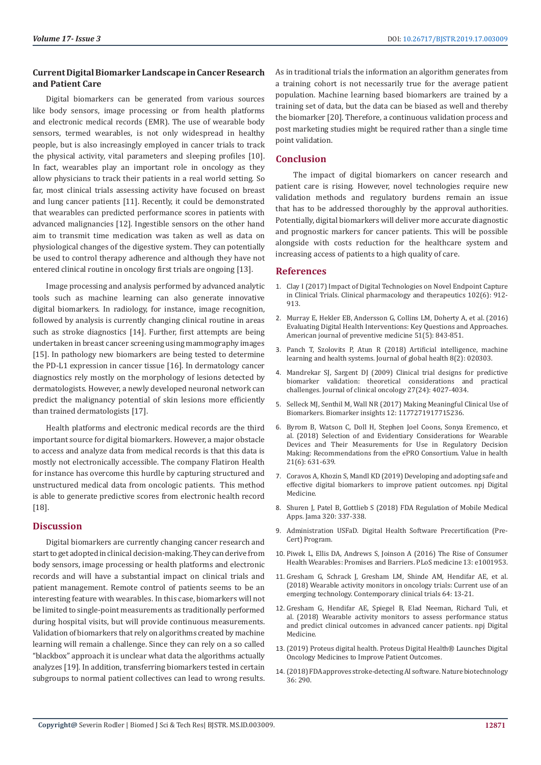## Current Digital Biomarker Landscape in Cancer Research and Patient Care

Digital biomarkers can be generated from various sources like body sensors, image processing or from health platforms and electronic medical records (EMR). The use of wearable body sensors, termed wearables, is not only widespread in healthy people, but is also increasingly employed in cancer trials to track the physical activity, vital parameters and sleeping profiles [10]. In fact, wearables play an important role in oncology as they allow physicians to track their patients in a real world setting. So far, most clinical trials assessing activity have focused on breast and lung cancer patients [11]. Recently, it could be demonstrated that wearables can predicted performance scores in patients with advanced malignancies [12]. Ingestible sensors on the other hand aim to transmit time medication was taken as well as data on physiological changes of the digestive system. They can potentially be used to control therapy adherence and although they have not entered clinical routine in oncology first trials are ongoing [13].

Image processing and analysis performed by advanced analytic tools such as machine learning can also generate innovative digital biomarkers. In radiology, for instance, image recognition, followed by analysis is currently changing clinical routine in areas such as stroke diagnostics [14]. Further, first attempts are being undertaken in breast cancer screening using mammography images [15]. In pathology new biomarkers are being tested to determine the PD-L1 expression in cancer tissue [16]. In dermatology cancer diagnostics rely mostly on the morphology of lesions detected by dermatologists. However, a newly developed neuronal network can predict the malignancy potential of skin lesions more efficiently than trained dermatologists [17].

Health platforms and electronic medical records are the third important source for digital biomarkers. However, a major obstacle to access and analyze data from medical records is that this data is mostly not electronically accessible. The company Flatiron Health for instance has overcome this hurdle by capturing structured and unstructured medical data from oncologic patients. This method is able to generate predictive scores from electronic health record [18].

## Discussion

Digital biomarkers are currently changing cancer research and start to get adopted in clinical decision-making. They can derive from body sensors, image processing or health platforms and electronic records and will have a substantial impact on clinical trials and patient management. Remote control of patients seems to be an interesting feature with wearables. In this case, biomarkers will not be limited to single-point measurements as traditionally performed during hospital visits, but will provide continuous measurements. Validation of biomarkers that rely on algorithms created by machine learning will remain a challenge. Since they can rely on a so called "blackbox" approach it is unclear what data the algorithms actually analyzes [19]. In addition, transferring biomarkers tested in certain subgroups to normal patient collectives can lead to wrong results. As in traditional trials the information an algorithm generates from a training cohort is not necessarily true for the average patient population. Machine learning based biomarkers are trained by a training set of data, but the data can be biased as well and thereby the biomarker [20]. Therefore, a continuous validation process and post marketing studies might be required rather than a single time point validation.

## Conclusion

The impact of digital biomarkers on cancer research and patient care is rising. However, novel technologies require new validation methods and regulatory burdens remain an issue that has to be addressed thoroughly by the approval authorities. Potentially, digital biomarkers will deliver more accurate diagnostic and prognostic markers for cancer patients. This will be possible alongside with costs reduction for the healthcare system and increasing access of patients to a high quality of care.

## References

1. Clay I (2017) Impact of Digital Technologies on Novel Endpoint Capture in Clinical Trials. Clinical pharmacology and therapeutics 102(6): 912-913.
2. Murray E, Hekler EB, Andersson G, Collins LM, Doherty A, et al. (2016) Evaluating Digital Health Interventions: Key Questions and Approaches. American journal of preventive medicine 51(5): 843-851.
3. Panch T, Szolovits P, Atun R (2018) Artificial intelligence, machine learning and health systems. Journal of global health 8(2): 020303.
4. Mandrekar SJ, Sargent DJ (2009) Clinical trial designs for predictive biomarker validation: theoretical considerations and practical challenges. Journal of clinical oncology 27(24): 4027-4034.
5. Selleck MJ, Senthil M, Wall NR (2017) Making Meaningful Clinical Use of Biomarkers. Biomarker insights 12: 1177271917715236.
6. Byrom B, Watson C, Doll H, Stephen Joel Coons, Sonya Eremenco, et al. (2018) Selection of and Evidentiary Considerations for Wearable Devices and Their Measurements for Use in Regulatory Decision Making: Recommendations from the ePRO Consortium. Value in health 21(6): 631-639.
7. Coravos A, Khozin S, Mandl KD (2019) Developing and adopting safe and effective digital biomarkers to improve patient outcomes. npj Digital Medicine.
8. Shuren J, Patel B, Gottlieb S (2018) FDA Regulation of Mobile Medical Apps. Jama 320: 337-338.
9. Administration USFaD. Digital Health Software Precertification (Pre-Cert) Program.
10. Piwek L, Ellis DA, Andrews S, Joinson A (2016) The Rise of Consumer Health Wearables: Promises and Barriers. PLoS medicine 13: e1001953.
11. Gresham G, Schrack J, Gresham LM, Shinde AM, Hendifar AE, et al. (2018) Wearable activity monitors in oncology trials: Current use of an emerging technology. Contemporary clinical trials 64: 13-21.
12. Gresham G, Hendifar AE, Spiegel B, Elad Neeman, Richard Tuli, et al. (2018) Wearable activity monitors to assess performance status and predict clinical outcomes in advanced cancer patients. npj Digital Medicine.
13. (2019) Proteus digital health. Proteus Digital Health® Launches Digital Oncology Medicines to Improve Patient Outcomes.
14. (2018) FDA approves stroke-detecting AI software. Nature biotechnology 36: 290.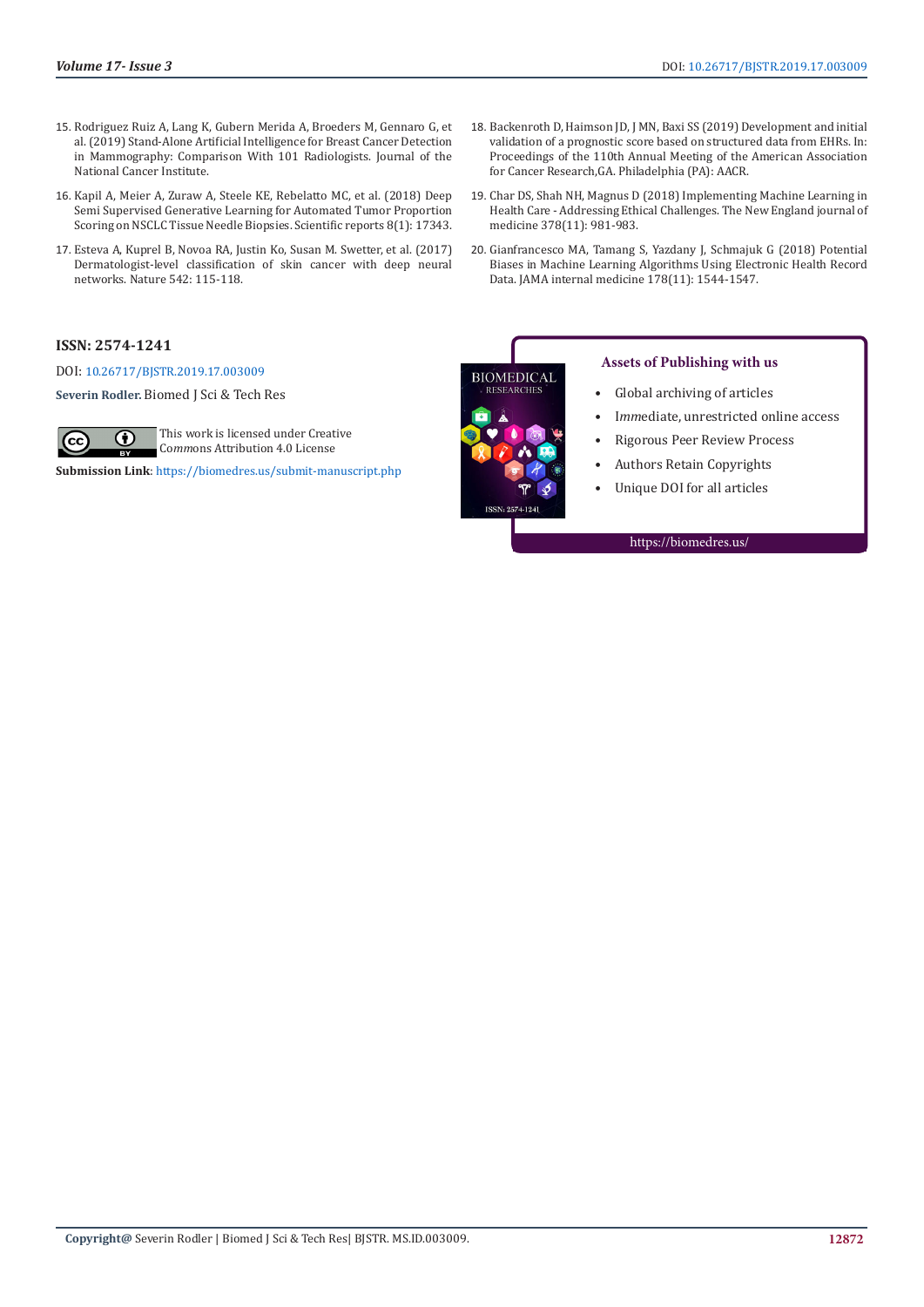15. Rodriguez Ruiz A, Lang K, Gubern Merida A, Broeders M, Gennaro G, et al. (2019) Stand-Alone Artificial Intelligence for Breast Cancer Detection in Mammography: Comparison With 101 Radiologists. Journal of the National Cancer Institute.
16. Kapil A, Meier A, Zuraw A, Steele KE, Rebelatto MC, et al. (2018) Deep Semi Supervised Generative Learning for Automated Tumor Proportion Scoring on NSCLC Tissue Needle Biopsies. Scientific reports 8(1): 17343.
17. Esteva A, Kuprel B, Novoa RA, Justin Ko, Susan M. Swetter, et al. (2017) Dermatologist-level classification of skin cancer with deep neural networks. Nature 542: 115-118.
18. Backenroth D, Haimson JD, J MN, Baxi SS (2019) Development and initial validation of a prognostic score based on structured data from EHRs. In: Proceedings of the 110th Annual Meeting of the American Association for Cancer Research,GA. Philadelphia (PA): AACR.
19. Char DS, Shah NH, Magnus D (2018) Implementing Machine Learning in Health Care - Addressing Ethical Challenges. The New England journal of medicine 378(11): 981-983.
20. Gianfrancesco MA, Tamang S, Yazdany J, Schmajuk G (2018) Potential Biases in Machine Learning Algorithms Using Electronic Health Record Data. JAMA internal medicine 178(11): 1544-1547.

**ISSN: 2574-1241**

DOI: 10.26717/BJSTR.2019.17.003009

**Severin Rodler.** Biomed J Sci & Tech Res

This work is licensed under Creative Commons Attribution 4.0 License

**Submission Link**: https://biomedres.us/submit-manuscript.php

**Assets of Publishing with us**

- Global archiving of articles
- Immediate, unrestricted online access
- Rigorous Peer Review Process
- Authors Retain Copyrights
- Unique DOI for all articles

https://biomedres.us/